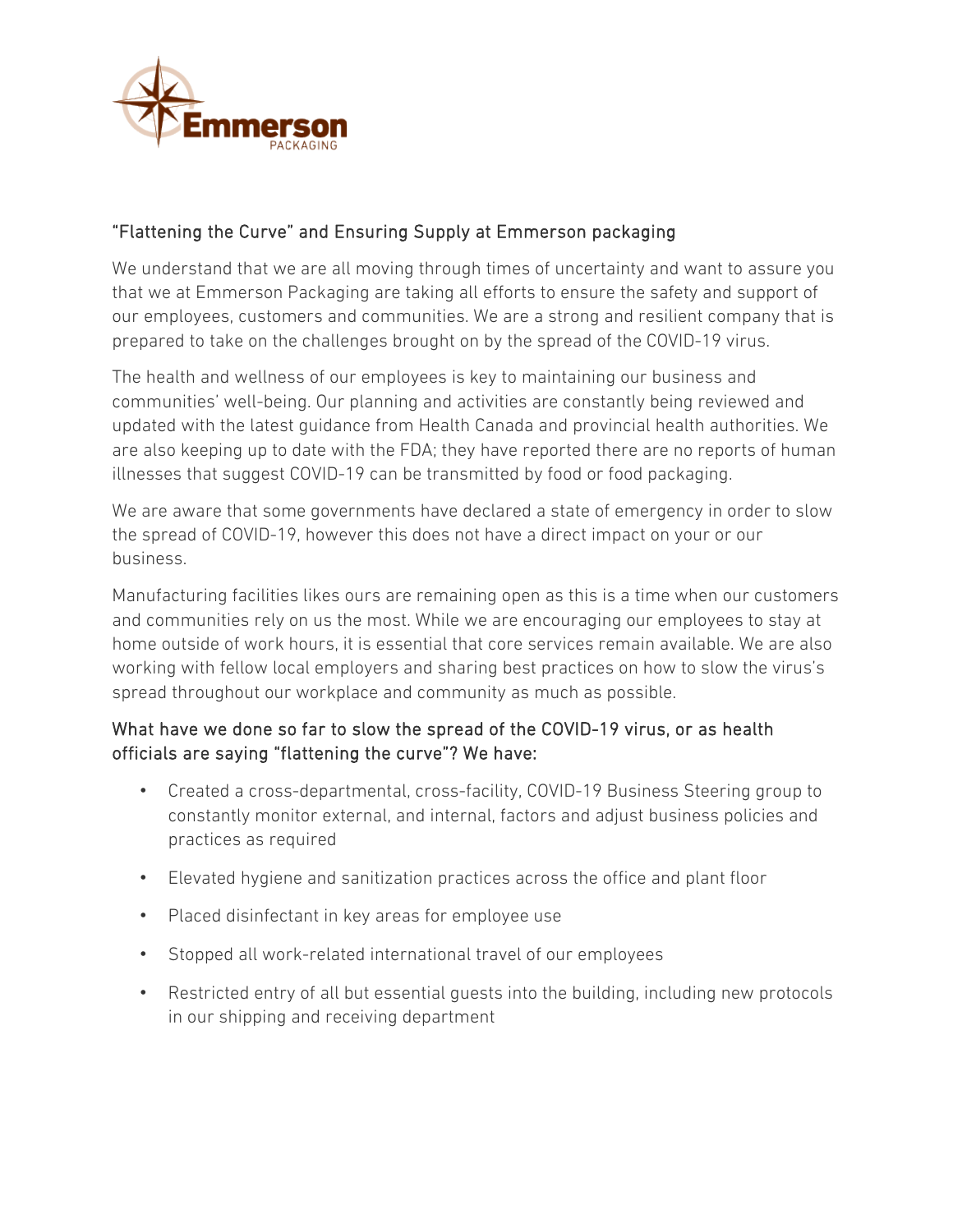## “Flattening the Curve” and Ensuring Supply at Emmerson packaging

We understand that we are all moving through times of uncertainty and want to assure you that we at Emmerson Packaging are taking all efforts to ensure the safety and support of our employees, customers and communities. We are a strong and resilient company that is prepared to take on the challenges brought on by the spread of the COVID-19 virus.

The health and wellness of our employees is key to maintaining our business and communities’ well-being. Our planning and activities are constantly being reviewed and updated with the latest guidance from Health Canada and provincial health authorities. We are also keeping up to date with the FDA; they have reported there are no reports of human illnesses that suggest COVID-19 can be transmitted by food or food packaging.

We are aware that some governments have declared a state of emergency in order to slow the spread of COVID-19, however this does not have a direct impact on your or our business.

Manufacturing facilities likes ours are remaining open as this is a time when our customers and communities rely on us the most. While we are encouraging our employees to stay at home outside of work hours, it is essential that core services remain available. We are also working with fellow local employers and sharing best practices on how to slow the virus’s spread throughout our workplace and community as much as possible.

### What have we done so far to slow the spread of the COVID-19 virus, or as health officials are saying “flattening the curve”? We have:

- Created a cross-departmental, cross-facility, COVID-19 Business Steering group to constantly monitor external, and internal, factors and adjust business policies and practices as required
- Elevated hygiene and sanitization practices across the office and plant floor
- Placed disinfectant in key areas for employee use
- Stopped all work-related international travel of our employees
- Restricted entry of all but essential guests into the building, including new protocols in our shipping and receiving department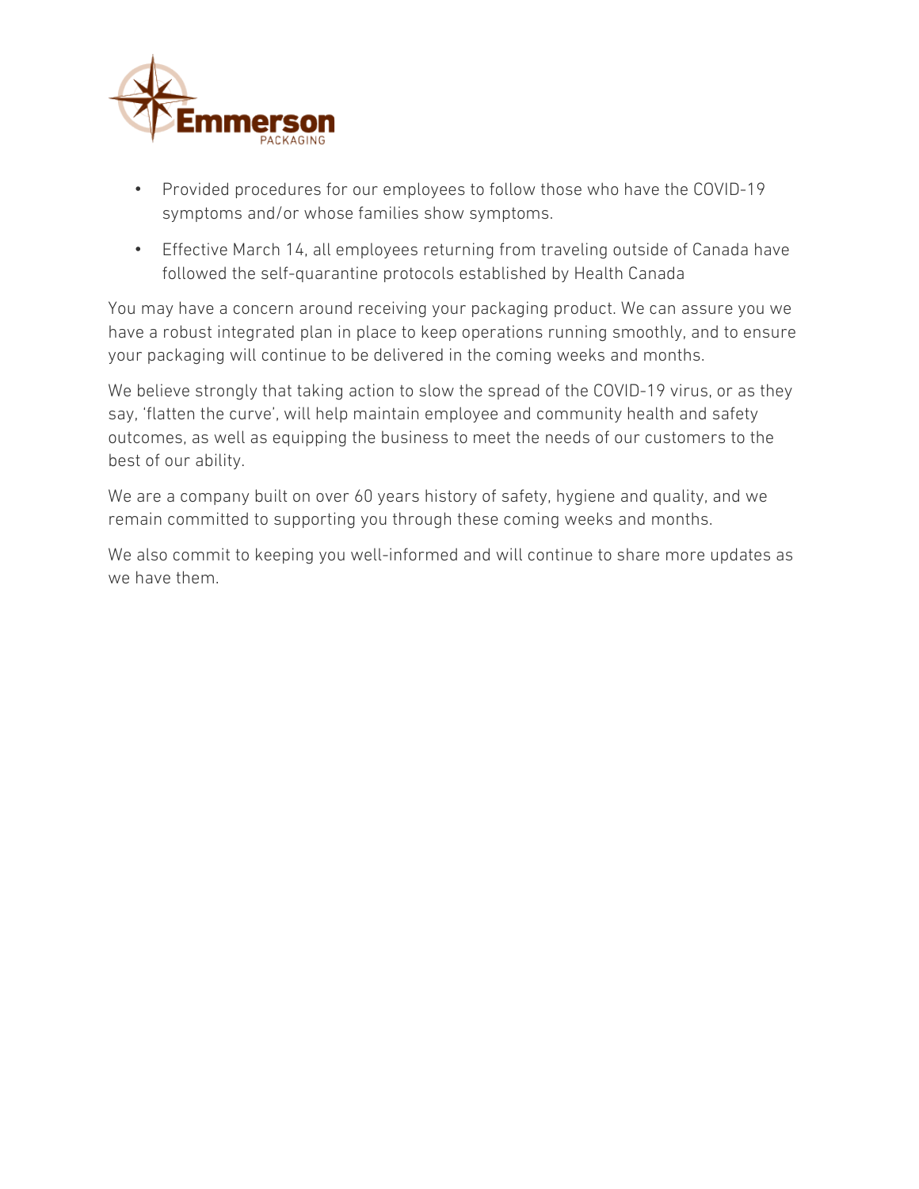- Provided procedures for our employees to follow those who have the COVID-19 symptoms and/or whose families show symptoms.
- Effective March 14, all employees returning from traveling outside of Canada have followed the self-quarantine protocols established by Health Canada

You may have a concern around receiving your packaging product. We can assure you we have a robust integrated plan in place to keep operations running smoothly, and to ensure your packaging will continue to be delivered in the coming weeks and months.

We believe strongly that taking action to slow the spread of the COVID-19 virus, or as they say, 'flatten the curve', will help maintain employee and community health and safety outcomes, as well as equipping the business to meet the needs of our customers to the best of our ability.

We are a company built on over 60 years history of safety, hygiene and quality, and we remain committed to supporting you through these coming weeks and months.

We also commit to keeping you well-informed and will continue to share more updates as we have them.